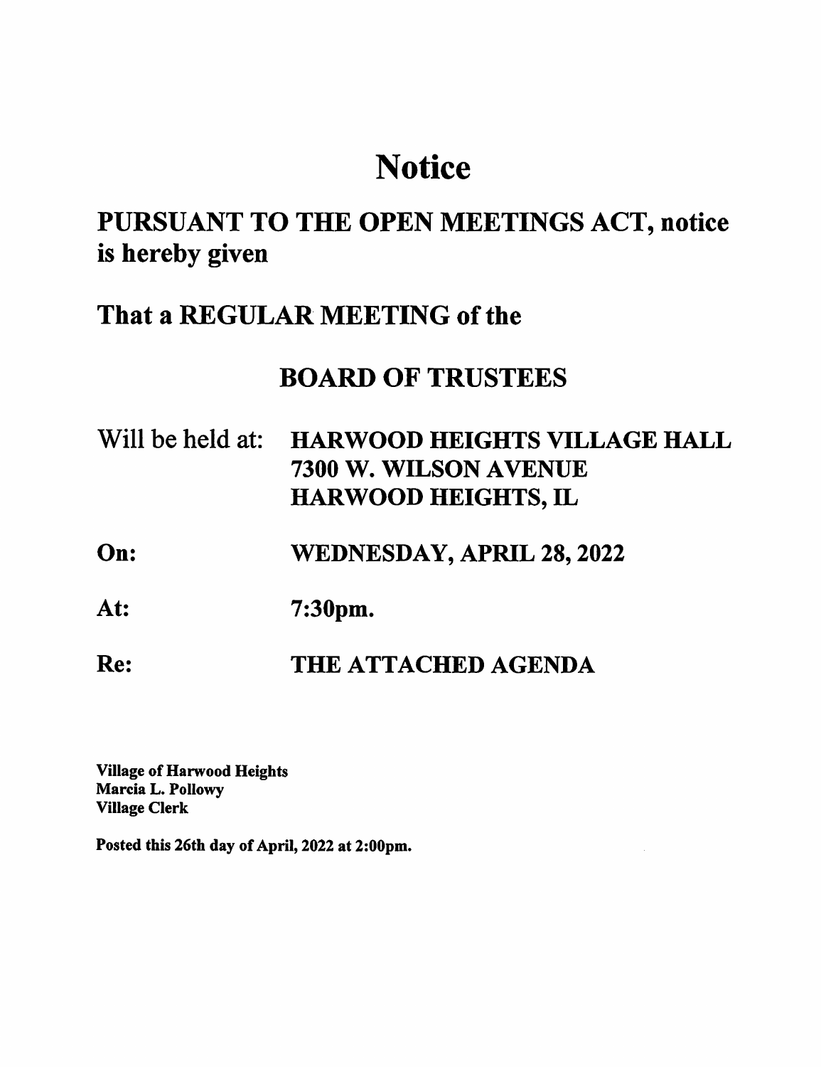# Notice

## PURSUANT TO THE OPEN MEETINGS ACT, notice is hereby given

## That a REGULAR MEETING of the

## BOARD OF TRUSTEES

Will be held at: **HARWOOD HEIGHTS VILLAGE HALL**
**7300 W. WILSON AVENUE**
**HARWOOD HEIGHTS, IL**

**On:** **WEDNESDAY, APRIL 28, 2022**

**At:** **7:30pm.**

**Re:** **THE ATTACHED AGENDA**

**Village of Harwood Heights**
**Marcia L. Pollowy**
**Village Clerk**

**Posted this 26th day of April, 2022 at 2:00pm.**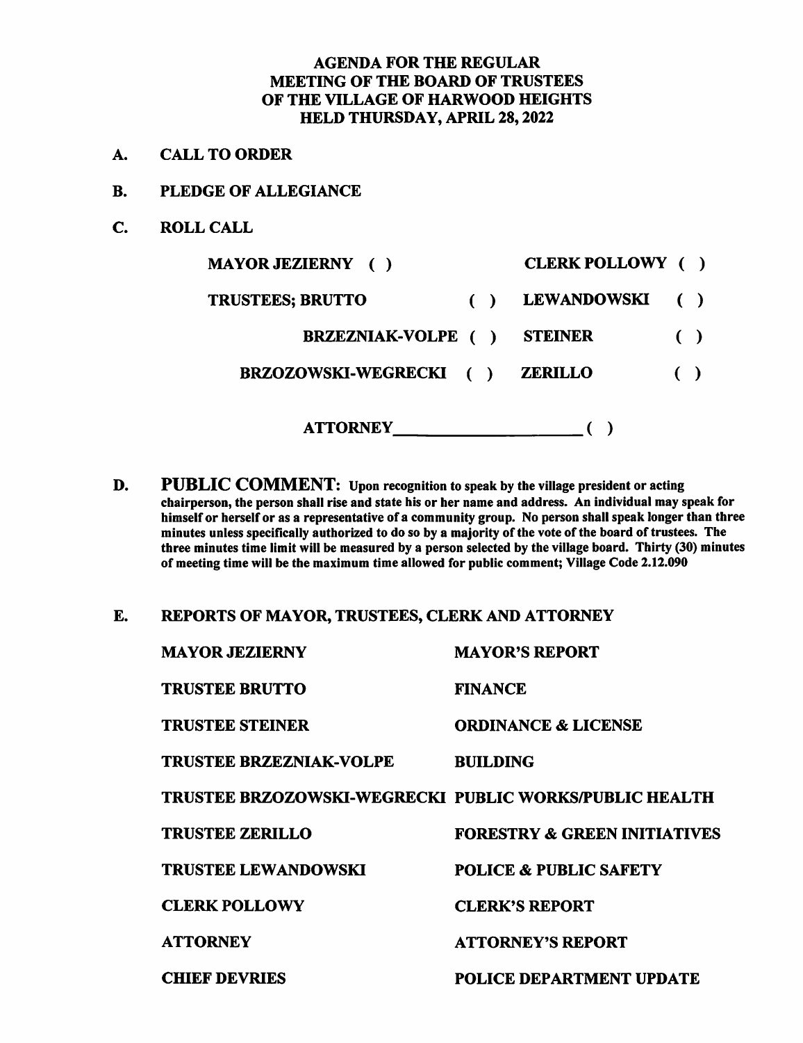# AGENDA FOR THE REGULAR MEETING OF THE BOARD OF TRUSTEES OF THE VILLAGE OF HARWOOD HEIGHTS HELD THURSDAY, APRIL 28, 2022

**A. CALL TO ORDER**

**B. PLEDGE OF ALLEGIANCE**

**C. ROLL CALL**

| | | | |
|---|---|---|---|
| MAYOR JEZIERNY ( ) | | CLERK POLLOWY | ( ) |
| TRUSTEES; BRUTTO | ( ) | LEWANDOWSKI | ( ) |
| BRZEZNIAK-VOLPE | ( ) | STEINER | ( ) |
| BRZOZOWSKI-WEGRECKI | ( ) | ZERILLO | ( ) |

ATTORNEY____________________ ( )

**D. PUBLIC COMMENT: Upon recognition to speak by the village president or acting chairperson, the person shall rise and state his or her name and address. An individual may speak for himself or herself or as a representative of a community group. No person shall speak longer than three minutes unless specifically authorized to do so by a majority of the vote of the board of trustees. The three minutes time limit will be measured by a person selected by the village board. Thirty (30) minutes of meeting time will be the maximum time allowed for public comment; Village Code 2.12.090**

**E. REPORTS OF MAYOR, TRUSTEES, CLERK AND ATTORNEY**

| | |
|---|---|
| MAYOR JEZIERNY | MAYOR'S REPORT |
| TRUSTEE BRUTTO | FINANCE |
| TRUSTEE STEINER | ORDINANCE & LICENSE |
| TRUSTEE BRZEZNIAK-VOLPE | BUILDING |
| TRUSTEE BRZOZOWSKI-WEGRECKI | PUBLIC WORKS/PUBLIC HEALTH |
| TRUSTEE ZERILLO | FORESTRY & GREEN INITIATIVES |
| TRUSTEE LEWANDOWSKI | POLICE & PUBLIC SAFETY |
| CLERK POLLOWY | CLERK'S REPORT |
| ATTORNEY | ATTORNEY'S REPORT |
| CHIEF DEVRIES | POLICE DEPARTMENT UPDATE |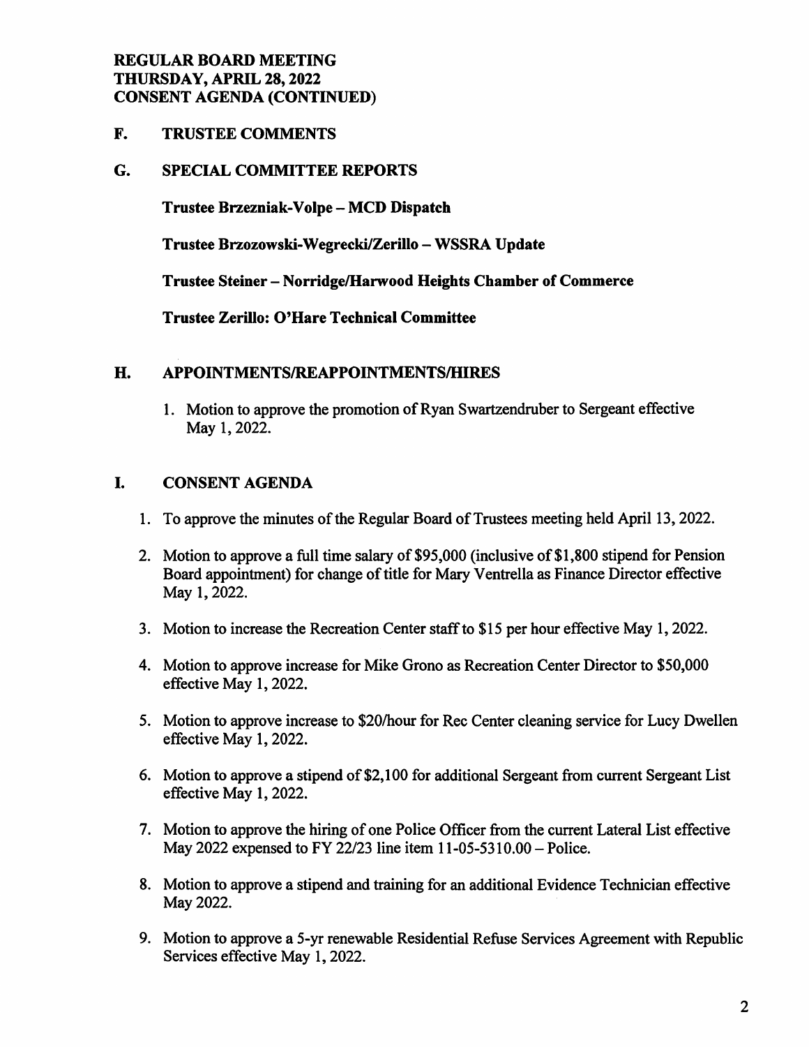**REGULAR BOARD MEETING**
**THURSDAY, APRIL 28, 2022**
**CONSENT AGENDA (CONTINUED)**

## F. TRUSTEE COMMENTS

## G. SPECIAL COMMITTEE REPORTS

**Trustee Brzezniak-Volpe – MCD Dispatch**

**Trustee Brzozowski-Wegrecki/Zerillo – WSSRA Update**

**Trustee Steiner – Norridge/Harwood Heights Chamber of Commerce**

**Trustee Zerillo: O'Hare Technical Committee**

## H. APPOINTMENTS/REAPPOINTMENTS/HIRES

1. Motion to approve the promotion of Ryan Swartzendruber to Sergeant effective May 1, 2022.

## I. CONSENT AGENDA

1. To approve the minutes of the Regular Board of Trustees meeting held April 13, 2022.
2. Motion to approve a full time salary of $95,000 (inclusive of $1,800 stipend for Pension Board appointment) for change of title for Mary Ventrella as Finance Director effective May 1, 2022.
3. Motion to increase the Recreation Center staff to $15 per hour effective May 1, 2022.
4. Motion to approve increase for Mike Grono as Recreation Center Director to $50,000 effective May 1, 2022.
5. Motion to approve increase to $20/hour for Rec Center cleaning service for Lucy Dwellen effective May 1, 2022.
6. Motion to approve a stipend of $2,100 for additional Sergeant from current Sergeant List effective May 1, 2022.
7. Motion to approve the hiring of one Police Officer from the current Lateral List effective May 2022 expensed to FY 22/23 line item 11-05-5310.00 – Police.
8. Motion to approve a stipend and training for an additional Evidence Technician effective May 2022.
9. Motion to approve a 5-yr renewable Residential Refuse Services Agreement with Republic Services effective May 1, 2022.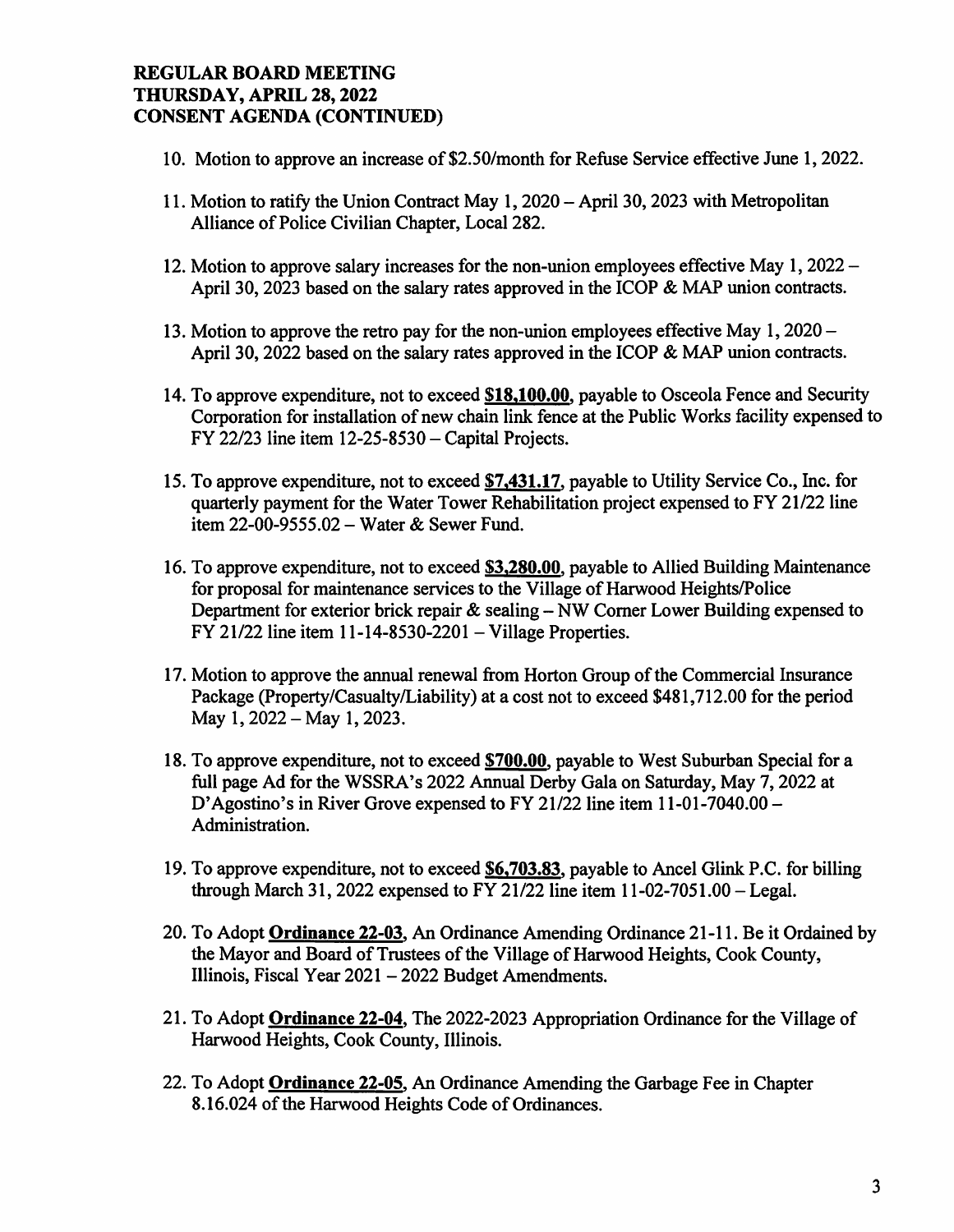**REGULAR BOARD MEETING**
**THURSDAY, APRIL 28, 2022**
**CONSENT AGENDA (CONTINUED)**

10. Motion to approve an increase of $2.50/month for Refuse Service effective June 1, 2022.

11. Motion to ratify the Union Contract May 1, 2020 – April 30, 2023 with Metropolitan Alliance of Police Civilian Chapter, Local 282.

12. Motion to approve salary increases for the non-union employees effective May 1, 2022 – April 30, 2023 based on the salary rates approved in the ICOP & MAP union contracts.

13. Motion to approve the retro pay for the non-union employees effective May 1, 2020 – April 30, 2022 based on the salary rates approved in the ICOP & MAP union contracts.

14. To approve expenditure, not to exceed **$18,100.00**, payable to Osceola Fence and Security Corporation for installation of new chain link fence at the Public Works facility expensed to FY 22/23 line item 12-25-8530 – Capital Projects.

15. To approve expenditure, not to exceed **$7,431.17**, payable to Utility Service Co., Inc. for quarterly payment for the Water Tower Rehabilitation project expensed to FY 21/22 line item 22-00-9555.02 – Water & Sewer Fund.

16. To approve expenditure, not to exceed **$3,280.00**, payable to Allied Building Maintenance for proposal for maintenance services to the Village of Harwood Heights/Police Department for exterior brick repair & sealing – NW Corner Lower Building expensed to FY 21/22 line item 11-14-8530-2201 – Village Properties.

17. Motion to approve the annual renewal from Horton Group of the Commercial Insurance Package (Property/Casualty/Liability) at a cost not to exceed $481,712.00 for the period May 1, 2022 – May 1, 2023.

18. To approve expenditure, not to exceed **$700.00**, payable to West Suburban Special for a full page Ad for the WSSRA's 2022 Annual Derby Gala on Saturday, May 7, 2022 at D'Agostino's in River Grove expensed to FY 21/22 line item 11-01-7040.00 – Administration.

19. To approve expenditure, not to exceed **$6,703.83**, payable to Ancel Glink P.C. for billing through March 31, 2022 expensed to FY 21/22 line item 11-02-7051.00 – Legal.

20. To Adopt **Ordinance 22-03**, An Ordinance Amending Ordinance 21-11. Be it Ordained by the Mayor and Board of Trustees of the Village of Harwood Heights, Cook County, Illinois, Fiscal Year 2021 – 2022 Budget Amendments.

21. To Adopt **Ordinance 22-04**, The 2022-2023 Appropriation Ordinance for the Village of Harwood Heights, Cook County, Illinois.

22. To Adopt **Ordinance 22-05**, An Ordinance Amending the Garbage Fee in Chapter 8.16.024 of the Harwood Heights Code of Ordinances.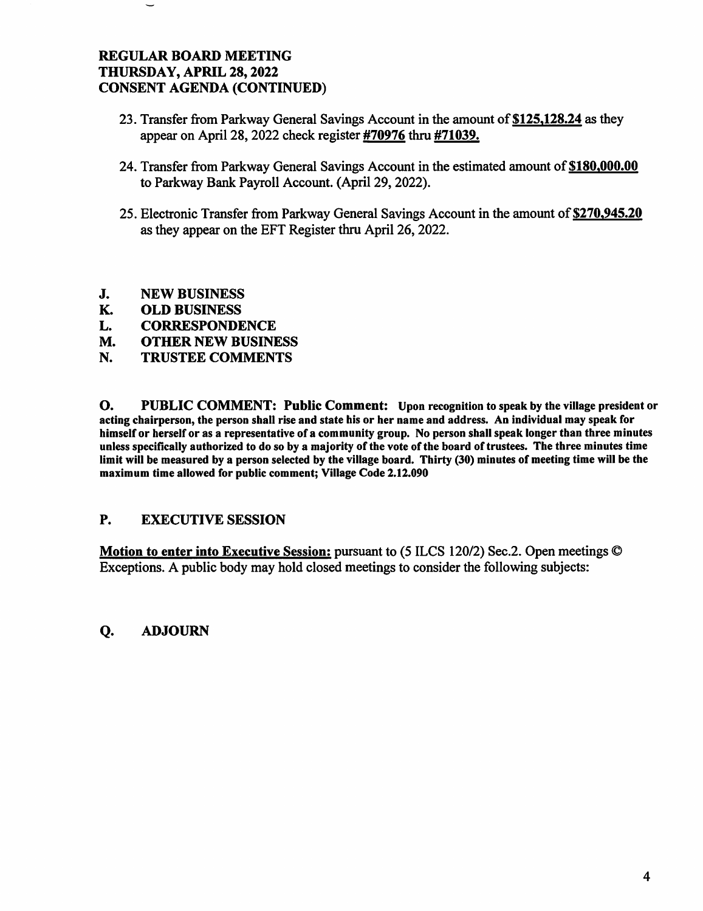**REGULAR BOARD MEETING**
**THURSDAY, APRIL 28, 2022**
**CONSENT AGENDA (CONTINUED)**

23. Transfer from Parkway General Savings Account in the amount of **$125,128.24** as they appear on April 28, 2022 check register **#70976** thru **#71039.**

24. Transfer from Parkway General Savings Account in the estimated amount of **$180,000.00** to Parkway Bank Payroll Account. (April 29, 2022).

25. Electronic Transfer from Parkway General Savings Account in the amount of **$270,945.20** as they appear on the EFT Register thru April 26, 2022.

**J. NEW BUSINESS**
**K. OLD BUSINESS**
**L. CORRESPONDENCE**
**M. OTHER NEW BUSINESS**
**N. TRUSTEE COMMENTS**

**O. PUBLIC COMMENT: Public Comment: Upon recognition to speak by the village president or acting chairperson, the person shall rise and state his or her name and address. An individual may speak for himself or herself or as a representative of a community group. No person shall speak longer than three minutes unless specifically authorized to do so by a majority of the vote of the board of trustees. The three minutes time limit will be measured by a person selected by the village board. Thirty (30) minutes of meeting time will be the maximum time allowed for public comment; Village Code 2.12.090**

**P. EXECUTIVE SESSION**

**Motion to enter into Executive Session:** pursuant to (5 ILCS 120/2) Sec.2. Open meetings © Exceptions. A public body may hold closed meetings to consider the following subjects:

**Q. ADJOURN**